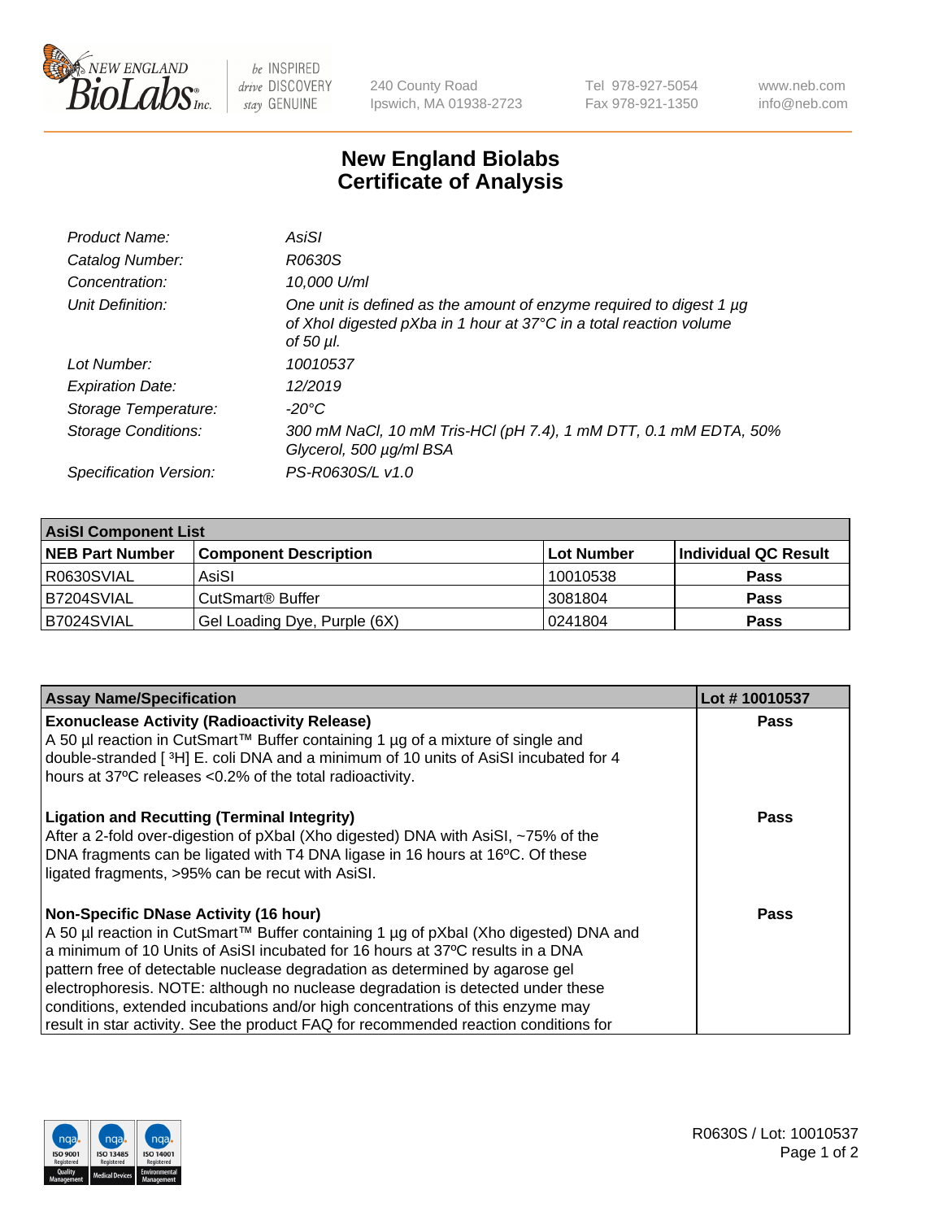# New England Biolabs Certificate of Analysis

| | |
|---|---|
| *Product Name:* | *AsiSI* |
| *Catalog Number:* | *R0630S* |
| *Concentration:* | *10,000 U/ml* |
| *Unit Definition:* | *One unit is defined as the amount of enzyme required to digest 1 µg of XhoI digested pXba in 1 hour at 37°C in a total reaction volume of 50 µl.* |
| *Lot Number:* | *10010537* |
| *Expiration Date:* | *12/2019* |
| *Storage Temperature:* | *-20°C* |
| *Storage Conditions:* | *300 mM NaCl, 10 mM Tris-HCl (pH 7.4), 1 mM DTT, 0.1 mM EDTA, 50% Glycerol, 500 µg/ml BSA* |
| *Specification Version:* | *PS-R0630S/L v1.0* |

| AsiSI Component List | | | |
|---|---|---|---|
| **NEB Part Number** | **Component Description** | **Lot Number** | **Individual QC Result** |
| R0630SVIAL | AsiSI | 10010538 | **Pass** |
| B7204SVIAL | CutSmart® Buffer | 3081804 | **Pass** |
| B7024SVIAL | Gel Loading Dye, Purple (6X) | 0241804 | **Pass** |

| Assay Name/Specification | Lot # 10010537 |
|---|---|
| **Exonuclease Activity (Radioactivity Release)**<br>A 50 µl reaction in CutSmart™ Buffer containing 1 µg of a mixture of single and double-stranded [ $^3$H] E. coli DNA and a minimum of 10 units of AsiSI incubated for 4 hours at 37ºC releases <0.2% of the total radioactivity. | **Pass** |
| **Ligation and Recutting (Terminal Integrity)**<br>After a 2-fold over-digestion of pXbaI (Xho digested) DNA with AsiSI, ~75% of the DNA fragments can be ligated with T4 DNA ligase in 16 hours at 16ºC. Of these ligated fragments, >95% can be recut with AsiSI. | **Pass** |
| **Non-Specific DNase Activity (16 hour)**<br>A 50 µl reaction in CutSmart™ Buffer containing 1 µg of pXbaI (Xho digested) DNA and a minimum of 10 Units of AsiSI incubated for 16 hours at 37ºC results in a DNA pattern free of detectable nuclease degradation as determined by agarose gel electrophoresis. NOTE: although no nuclease degradation is detected under these conditions, extended incubations and/or high concentrations of this enzyme may result in star activity. See the product FAQ for recommended reaction conditions for | **Pass** |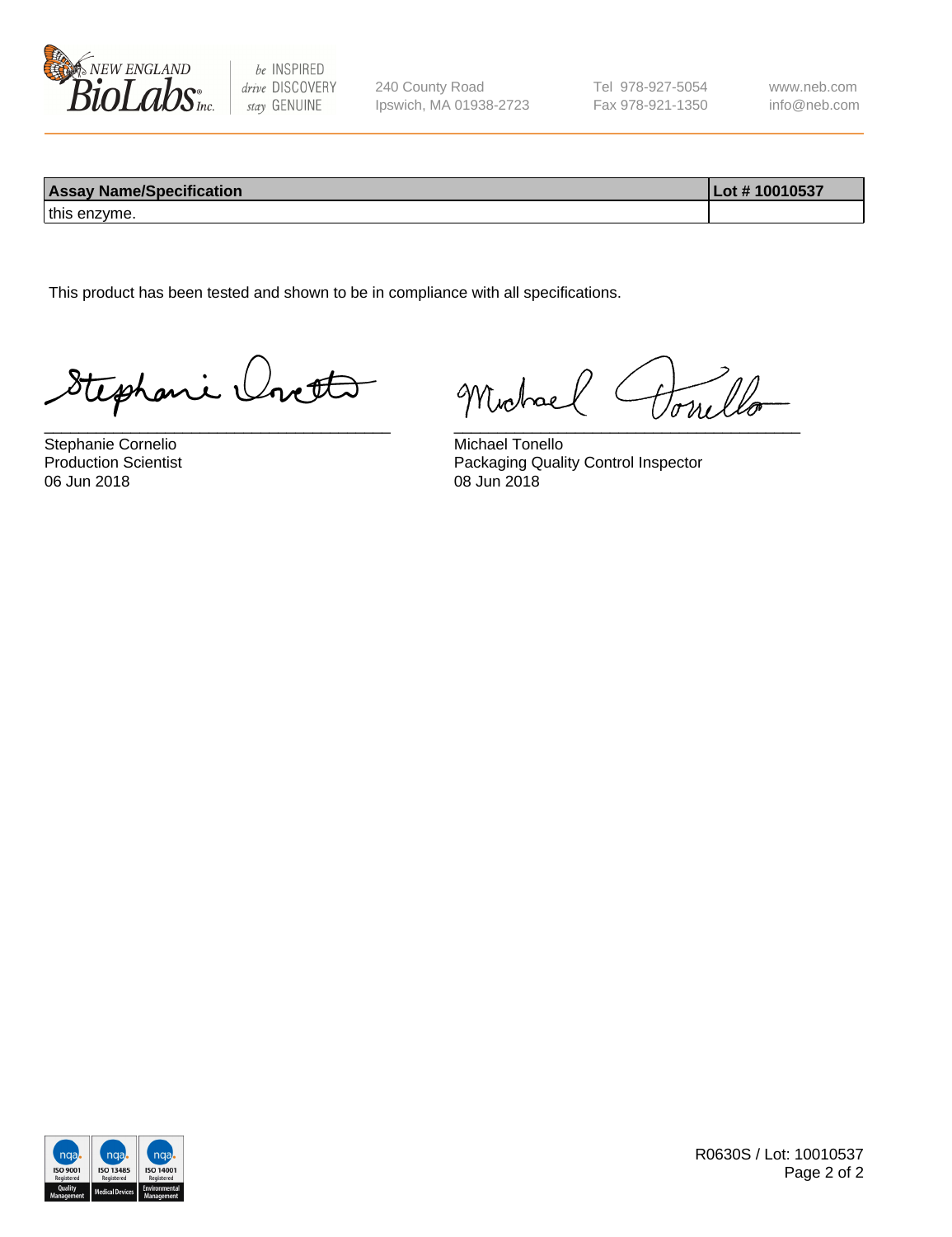| Assay Name/Specification | Lot # 10010537 |
| --- | --- |
| this enzyme. | |

This product has been tested and shown to be in compliance with all specifications.

Stephanie Cornelio
Production Scientist
06 Jun 2018

Michael Tonello
Packaging Quality Control Inspector
08 Jun 2018

R0630S / Lot: 10010537